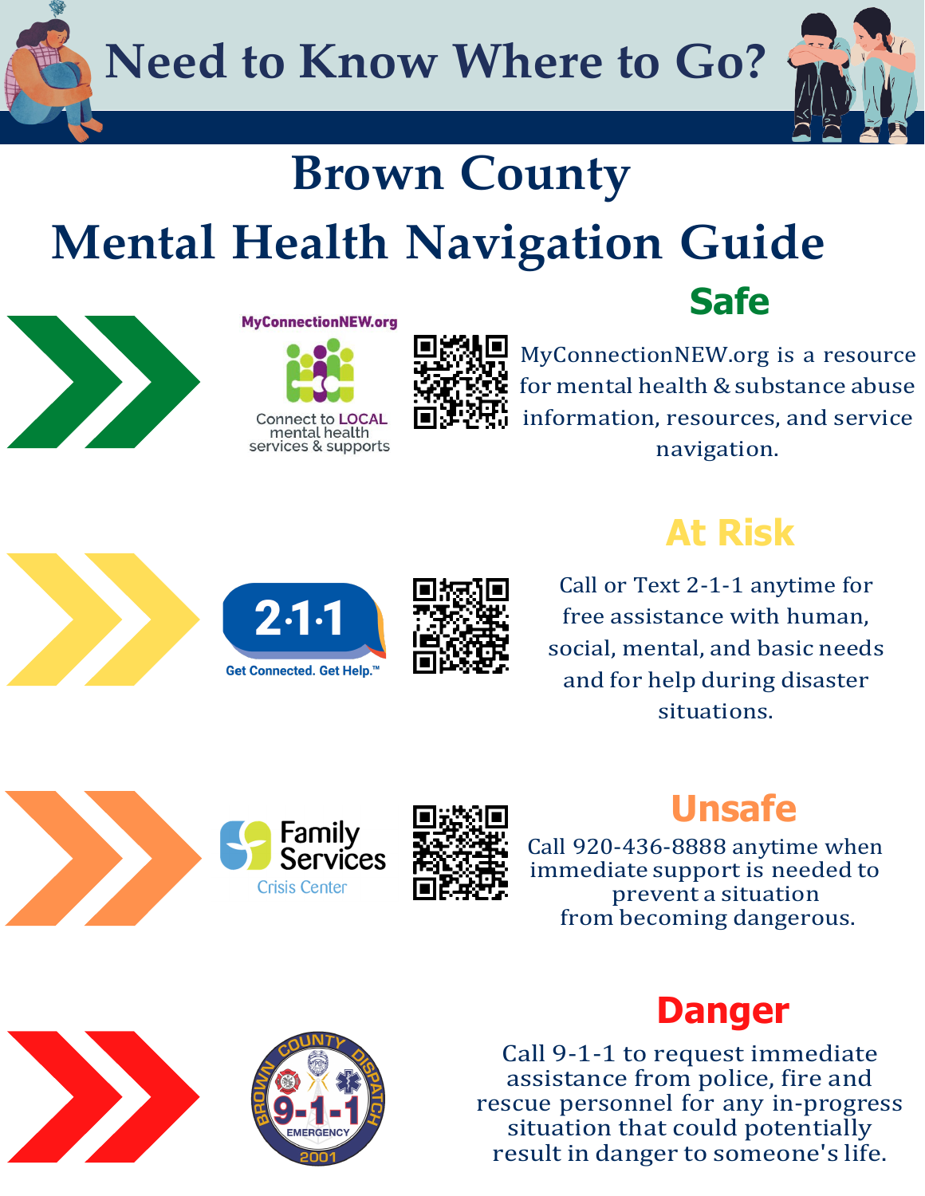# Need to Know Where to Go?

## Brown County Mental Health Navigation Guide

### Safe

MyConnectionNEW.org

Connect to LOCAL mental health services & supports

MyConnectionNEW.org is a resource for mental health & substance abuse information, resources, and service navigation.

### At Risk

2·1·1

Get Connected. Get Help.™

Call or Text 2-1-1 anytime for free assistance with human, social, mental, and basic needs and for help during disaster situations.

### Unsafe

Family Services

Crisis Center

Call 920-436-8888 anytime when immediate support is needed to prevent a situation from becoming dangerous.

### Danger

Brown County Dispatch 9-1-1 Emergency 2001

Call 9-1-1 to request immediate assistance from police, fire and rescue personnel for any in-progress situation that could potentially result in danger to someone's life.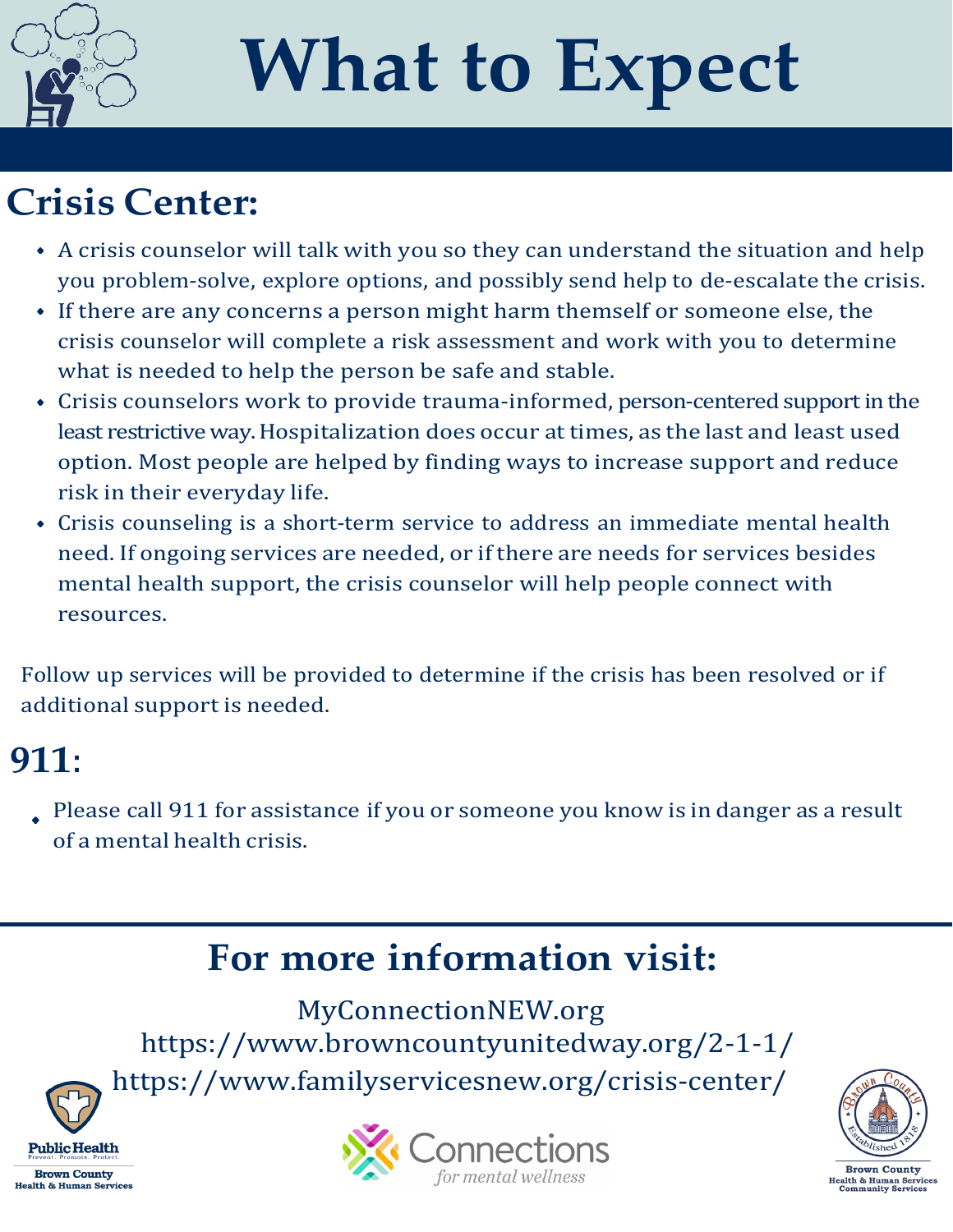# What to Expect

## Crisis Center:

- A crisis counselor will talk with you so they can understand the situation and help you problem-solve, explore options, and possibly send help to de-escalate the crisis.
- If there are any concerns a person might harm themself or someone else, the crisis counselor will complete a risk assessment and work with you to determine what is needed to help the person be safe and stable.
- Crisis counselors work to provide trauma-informed, person-centered support in the least restrictive way. Hospitalization does occur at times, as the last and least used option. Most people are helped by finding ways to increase support and reduce risk in their everyday life.
- Crisis counseling is a short-term service to address an immediate mental health need. If ongoing services are needed, or if there are needs for services besides mental health support, the crisis counselor will help people connect with resources.

Follow up services will be provided to determine if the crisis has been resolved or if additional support is needed.

## 911:

- Please call 911 for assistance if you or someone you know is in danger as a result of a mental health crisis.

## For more information visit:

MyConnectionNEW.org
https://www.browncountyunitedway.org/2-1-1/
https://www.familyservicesnew.org/crisis-center/

Public Health
Prevent. Promote. Protect.
Brown County
Health & Human Services

Connections
*for mental wellness*

Brown County
Established 1818
Brown County
Health & Human Services
Community Services